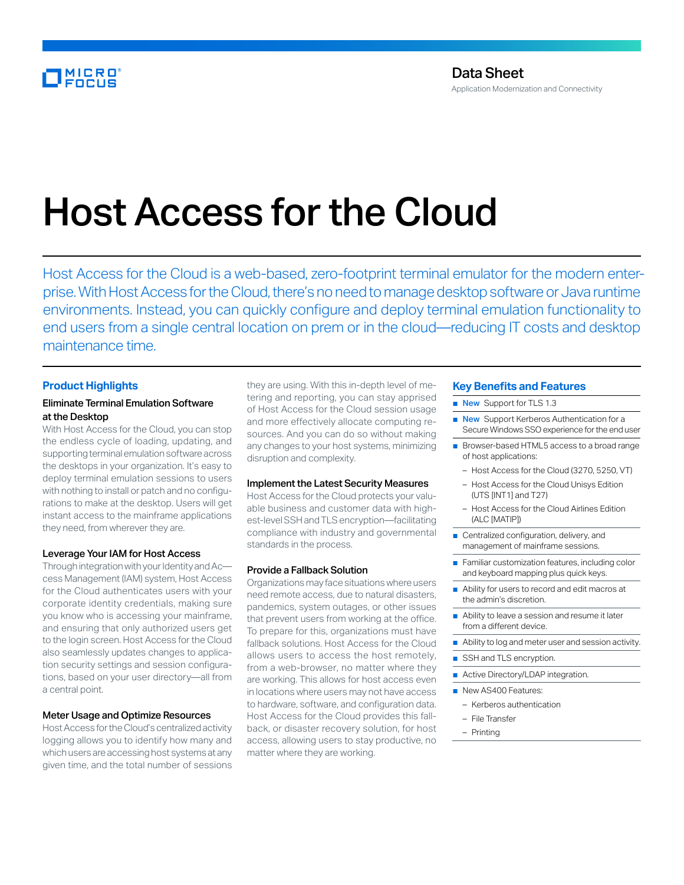Data Sheet

Application Modernization and Connectivity

# Host Access for the Cloud

Host Access for the Cloud is a web-based, zero-footprint terminal emulator for the modern enterprise. With Host Access for the Cloud, there's no need to manage desktop software or Java runtime environments. Instead, you can quickly configure and deploy terminal emulation functionality to end users from a single central location on prem or in the cloud—reducing IT costs and desktop maintenance time.

## Product Highlights

### Eliminate Terminal Emulation Software at the Desktop

With Host Access for the Cloud, you can stop the endless cycle of loading, updating, and supporting terminal emulation software across the desktops in your organization. It's easy to deploy terminal emulation sessions to users with nothing to install or patch and no configurations to make at the desktop. Users will get instant access to the mainframe applications they need, from wherever they are.

### Leverage Your IAM for Host Access

Through integration with your Identity and Access Management (IAM) system, Host Access for the Cloud authenticates users with your corporate identity credentials, making sure you know who is accessing your mainframe, and ensuring that only authorized users get to the login screen. Host Access for the Cloud also seamlessly updates changes to application security settings and session configurations, based on your user directory—all from a central point.

### Meter Usage and Optimize Resources

Host Access for the Cloud's centralized activity logging allows you to identify how many and which users are accessing host systems at any given time, and the total number of sessions they are using. With this in-depth level of metering and reporting, you can stay apprised of Host Access for the Cloud session usage and more effectively allocate computing resources. And you can do so without making any changes to your host systems, minimizing disruption and complexity.

### Implement the Latest Security Measures

Host Access for the Cloud protects your valuable business and customer data with highest-level SSH and TLS encryption—facilitating compliance with industry and governmental standards in the process.

### Provide a Fallback Solution

Organizations may face situations where users need remote access, due to natural disasters, pandemics, system outages, or other issues that prevent users from working at the office. To prepare for this, organizations must have fallback solutions. Host Access for the Cloud allows users to access the host remotely, from a web-browser, no matter where they are working. This allows for host access even in locations where users may not have access to hardware, software, and configuration data. Host Access for the Cloud provides this fallback, or disaster recovery solution, for host access, allowing users to stay productive, no matter where they are working.

## Key Benefits and Features

- **New** Support for TLS 1.3
- **New** Support Kerberos Authentication for a Secure Windows SSO experience for the end user
- Browser-based HTML5 access to a broad range of host applications:
  - Host Access for the Cloud (3270, 5250, VT)
  - Host Access for the Cloud Unisys Edition (UTS [INT1] and T27)
  - Host Access for the Cloud Airlines Edition (ALC [MATIP])
- Centralized configuration, delivery, and management of mainframe sessions.
- Familiar customization features, including color and keyboard mapping plus quick keys.
- Ability for users to record and edit macros at the admin's discretion.
- Ability to leave a session and resume it later from a different device.
- Ability to log and meter user and session activity.
- SSH and TLS encryption.
- Active Directory/LDAP integration.
- New AS400 Features:
  - Kerberos authentication
  - File Transfer
  - Printing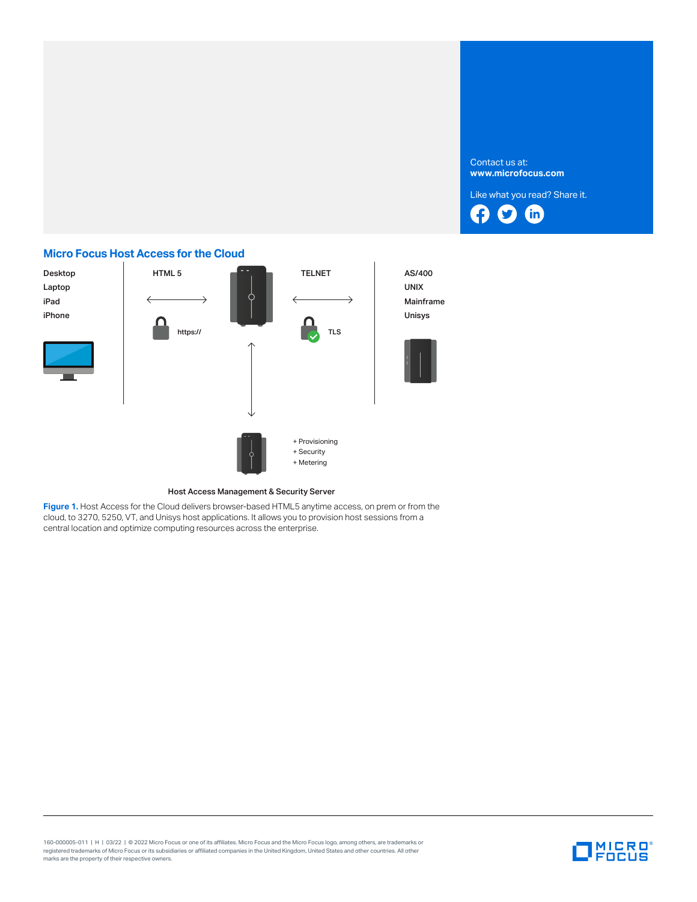Contact us at:
**www.microfocus.com**

Like what you read? Share it.

## Micro Focus Host Access for the Cloud

Desktop
Laptop
iPad
iPhone

HTML 5

https://

TELNET

TLS

AS/400
UNIX
Mainframe
Unisys

+ Provisioning
+ Security
+ Metering

Host Access Management & Security Server

**Figure 1.** Host Access for the Cloud delivers browser-based HTML5 anytime access, on prem or from the cloud, to 3270, 5250, VT, and Unisys host applications. It allows you to provision host sessions from a central location and optimize computing resources across the enterprise.

160-000005-011 | H | 03/22 | © 2022 Micro Focus or one of its affiliates. Micro Focus and the Micro Focus logo, among others, are trademarks or registered trademarks of Micro Focus or its subsidiaries or affiliated companies in the United Kingdom, United States and other countries. All other marks are the property of their respective owners.